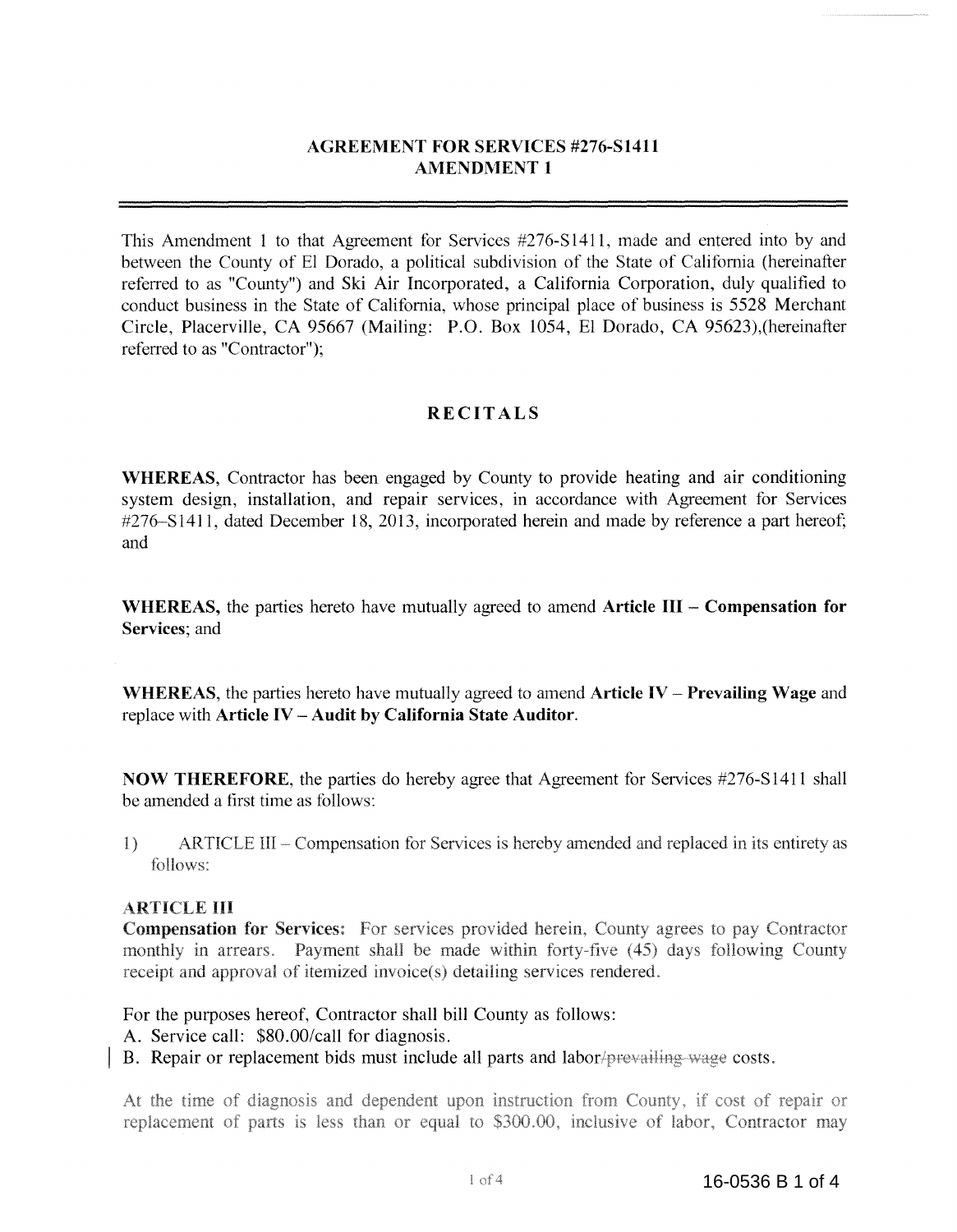## AGREEMENT FOR SERVICES #276-S1411
## AMENDMENT 1

---

This Amendment 1 to that Agreement for Services #276-S1411, made and entered into by and between the County of El Dorado, a political subdivision of the State of California (hereinafter referred to as "County") and Ski Air Incorporated, a California Corporation, duly qualified to conduct business in the State of California, whose principal place of business is 5528 Merchant Circle, Placerville, CA 95667 (Mailing: P.O. Box 1054, El Dorado, CA 95623),(hereinafter referred to as "Contractor");

## RECITALS

**WHEREAS,** Contractor has been engaged by County to provide heating and air conditioning system design, installation, and repair services, in accordance with Agreement for Services #276–S1411, dated December 18, 2013, incorporated herein and made by reference a part hereof; and

**WHEREAS,** the parties hereto have mutually agreed to amend **Article III – Compensation for Services**; and

**WHEREAS,** the parties hereto have mutually agreed to amend **Article IV – Prevailing Wage** and replace with **Article IV – Audit by California State Auditor**.

**NOW THEREFORE,** the parties do hereby agree that Agreement for Services #276-S1411 shall be amended a first time as follows:

1) ARTICLE III – Compensation for Services is hereby amended and replaced in its entirety as follows:

**ARTICLE III**

**Compensation for Services:** For services provided herein, County agrees to pay Contractor monthly in arrears. Payment shall be made within forty-five (45) days following County receipt and approval of itemized invoice(s) detailing services rendered.

For the purposes hereof, Contractor shall bill County as follows:

A. Service call: $80.00/call for diagnosis.

B. Repair or replacement bids must include all parts and labor~~/prevailing wage~~ costs.

At the time of diagnosis and dependent upon instruction from County, if cost of repair or replacement of parts is less than or equal to $300.00, inclusive of labor, Contractor may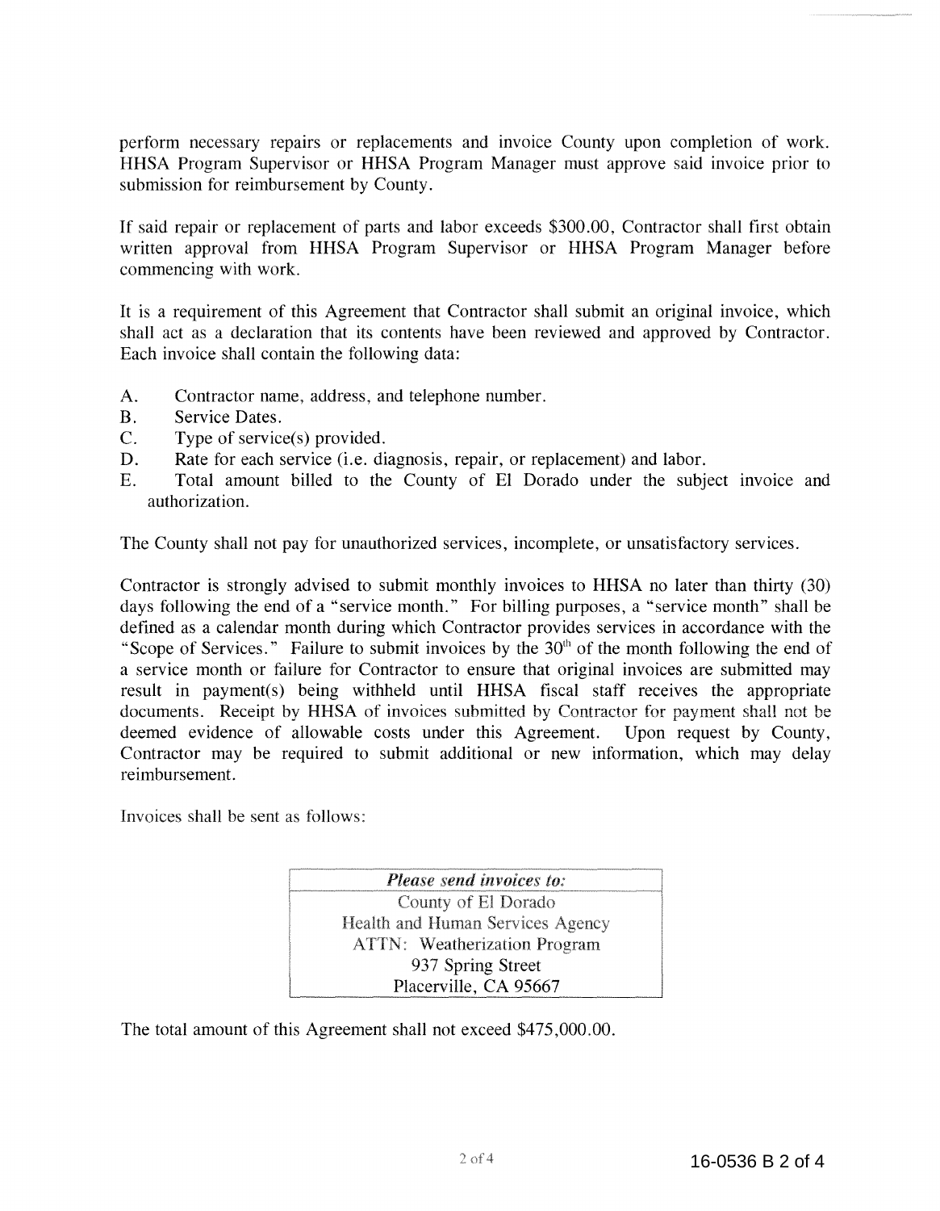perform necessary repairs or replacements and invoice County upon completion of work. HHSA Program Supervisor or HHSA Program Manager must approve said invoice prior to submission for reimbursement by County.

If said repair or replacement of parts and labor exceeds $300.00, Contractor shall first obtain written approval from HHSA Program Supervisor or HHSA Program Manager before commencing with work.

It is a requirement of this Agreement that Contractor shall submit an original invoice, which shall act as a declaration that its contents have been reviewed and approved by Contractor. Each invoice shall contain the following data:

A. Contractor name, address, and telephone number.
B. Service Dates.
C. Type of service(s) provided.
D. Rate for each service (i.e. diagnosis, repair, or replacement) and labor.
E. Total amount billed to the County of El Dorado under the subject invoice and authorization.

The County shall not pay for unauthorized services, incomplete, or unsatisfactory services.

Contractor is strongly advised to submit monthly invoices to HHSA no later than thirty (30) days following the end of a "service month." For billing purposes, a "service month" shall be defined as a calendar month during which Contractor provides services in accordance with the "Scope of Services." Failure to submit invoices by the 30th of the month following the end of a service month or failure for Contractor to ensure that original invoices are submitted may result in payment(s) being withheld until HHSA fiscal staff receives the appropriate documents. Receipt by HHSA of invoices submitted by Contractor for payment shall not be deemed evidence of allowable costs under this Agreement. Upon request by County, Contractor may be required to submit additional or new information, which may delay reimbursement.

Invoices shall be sent as follows:

| *Please send invoices to:* |
| --- |
| County of El Dorado<br>Health and Human Services Agency<br>ATTN: Weatherization Program<br>937 Spring Street<br>Placerville, CA 95667 |

The total amount of this Agreement shall not exceed $475,000.00.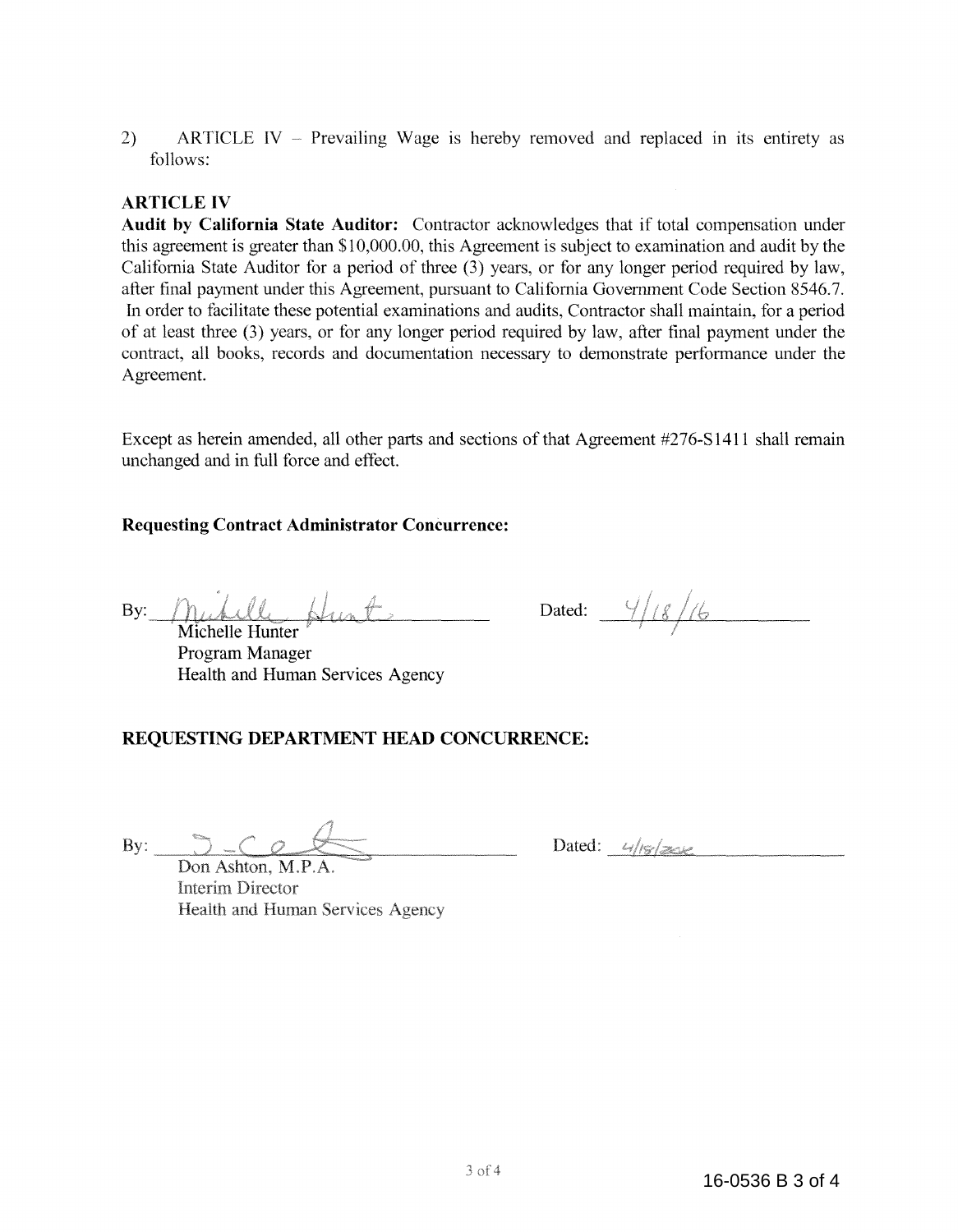2) ARTICLE IV – Prevailing Wage is hereby removed and replaced in its entirety as follows:

**ARTICLE IV**

**Audit by California State Auditor:** Contractor acknowledges that if total compensation under this agreement is greater than $10,000.00, this Agreement is subject to examination and audit by the California State Auditor for a period of three (3) years, or for any longer period required by law, after final payment under this Agreement, pursuant to California Government Code Section 8546.7. In order to facilitate these potential examinations and audits, Contractor shall maintain, for a period of at least three (3) years, or for any longer period required by law, after final payment under the contract, all books, records and documentation necessary to demonstrate performance under the Agreement.

Except as herein amended, all other parts and sections of that Agreement #276-S1411 shall remain unchanged and in full force and effect.

**Requesting Contract Administrator Concurrence:**

By: Michelle Hunter Dated: 4/18/16

Michelle Hunter
Program Manager
Health and Human Services Agency

**REQUESTING DEPARTMENT HEAD CONCURRENCE:**

By: Dated: 4/18/2016

Don Ashton, M.P.A.
Interim Director
Health and Human Services Agency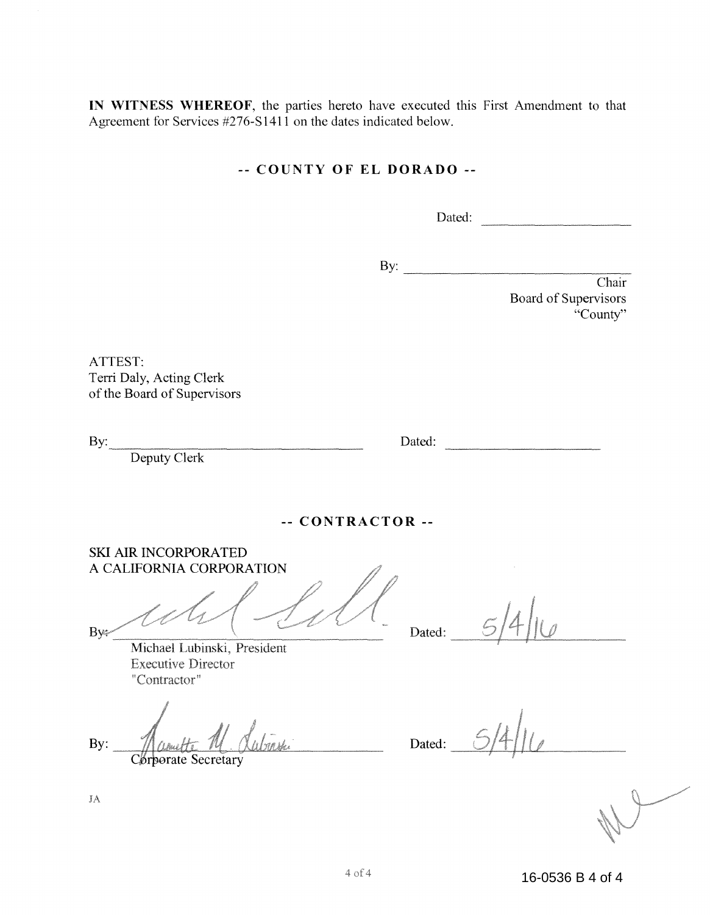**IN WITNESS WHEREOF**, the parties hereto have executed this First Amendment to that Agreement for Services #276-S1411 on the dates indicated below.

## -- COUNTY OF EL DORADO --

Dated: ______________________

By: ________________________________
Chair
Board of Supervisors
"County"

ATTEST:
Terri Daly, Acting Clerk
of the Board of Supervisors

By: ________________________________ Dated: ______________________
Deputy Clerk

## -- CONTRACTOR --

SKI AIR INCORPORATED
A CALIFORNIA CORPORATION

By: ________________________________ Dated: 5/4/16
Michael Lubinski, President
Executive Director
"Contractor"

By: ________________________________ Dated: 5/4/16
Corporate Secretary

JA